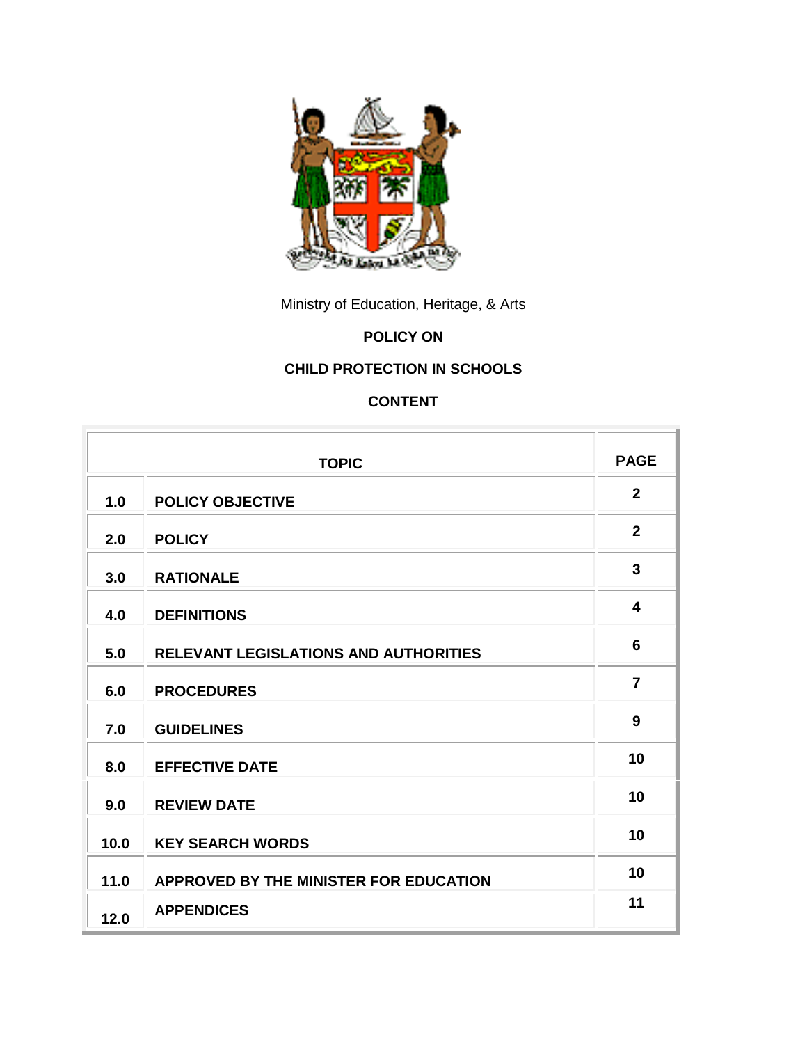Ministry of Education, Heritage, & Arts

**POLICY ON**

# CHILD PROTECTION IN SCHOOLS

**CONTENT**

| | TOPIC | PAGE |
|---|---|---|
| 1.0 | POLICY OBJECTIVE | 2 |
| 2.0 | POLICY | 2 |
| 3.0 | RATIONALE | 3 |
| 4.0 | DEFINITIONS | 4 |
| 5.0 | RELEVANT LEGISLATIONS AND AUTHORITIES | 6 |
| 6.0 | PROCEDURES | 7 |
| 7.0 | GUIDELINES | 9 |
| 8.0 | EFFECTIVE DATE | 10 |
| 9.0 | REVIEW DATE | 10 |
| 10.0 | KEY SEARCH WORDS | 10 |
| 11.0 | APPROVED BY THE MINISTER FOR EDUCATION | 10 |
| 12.0 | APPENDICES | 11 |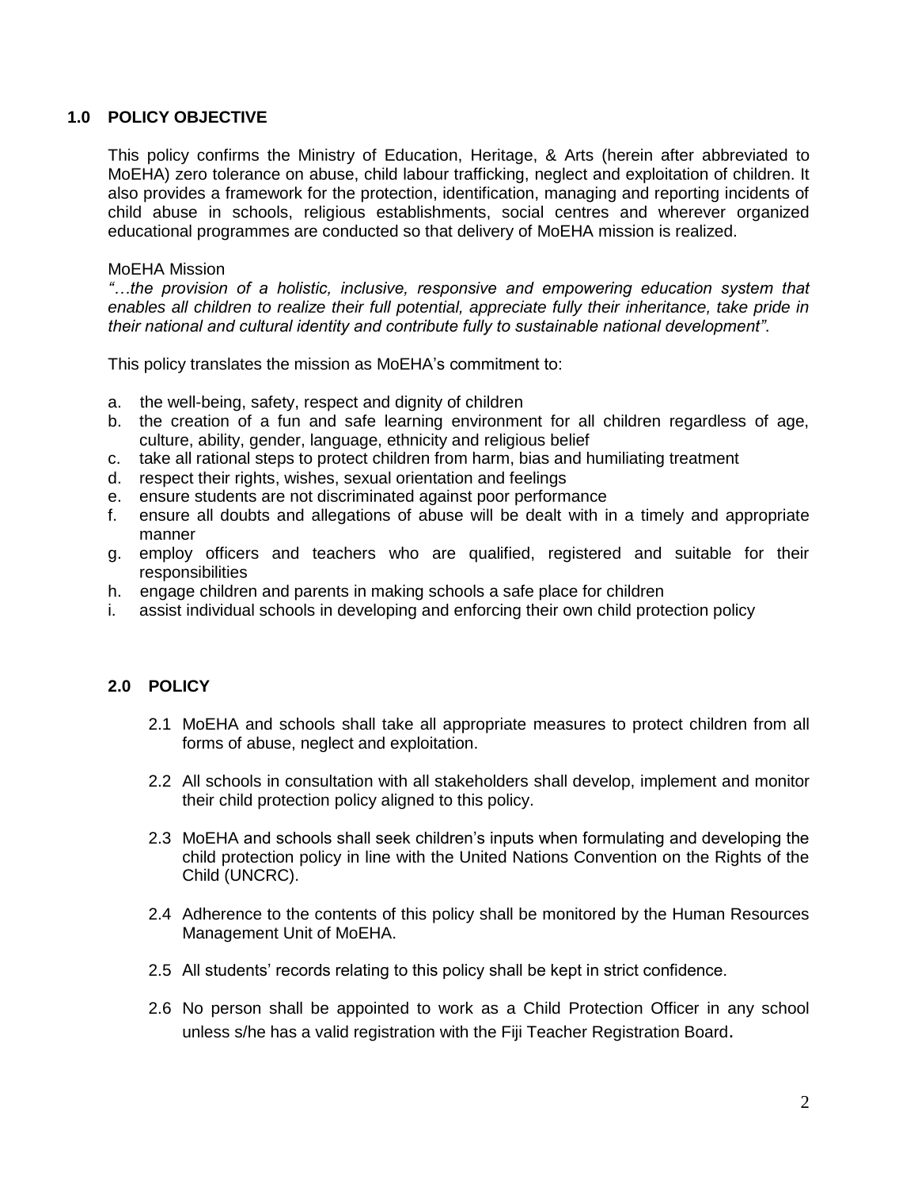## 1.0 POLICY OBJECTIVE

This policy confirms the Ministry of Education, Heritage, & Arts (herein after abbreviated to MoEHA) zero tolerance on abuse, child labour trafficking, neglect and exploitation of children. It also provides a framework for the protection, identification, managing and reporting incidents of child abuse in schools, religious establishments, social centres and wherever organized educational programmes are conducted so that delivery of MoEHA mission is realized.

MoEHA Mission

*"…the provision of a holistic, inclusive, responsive and empowering education system that enables all children to realize their full potential, appreciate fully their inheritance, take pride in their national and cultural identity and contribute fully to sustainable national development"*.

This policy translates the mission as MoEHA's commitment to:

a. the well-being, safety, respect and dignity of children
b. the creation of a fun and safe learning environment for all children regardless of age, culture, ability, gender, language, ethnicity and religious belief
c. take all rational steps to protect children from harm, bias and humiliating treatment
d. respect their rights, wishes, sexual orientation and feelings
e. ensure students are not discriminated against poor performance
f. ensure all doubts and allegations of abuse will be dealt with in a timely and appropriate manner
g. employ officers and teachers who are qualified, registered and suitable for their responsibilities
h. engage children and parents in making schools a safe place for children
i. assist individual schools in developing and enforcing their own child protection policy

## 2.0 POLICY

2.1 MoEHA and schools shall take all appropriate measures to protect children from all forms of abuse, neglect and exploitation.

2.2 All schools in consultation with all stakeholders shall develop, implement and monitor their child protection policy aligned to this policy.

2.3 MoEHA and schools shall seek children's inputs when formulating and developing the child protection policy in line with the United Nations Convention on the Rights of the Child (UNCRC).

2.4 Adherence to the contents of this policy shall be monitored by the Human Resources Management Unit of MoEHA.

2.5 All students' records relating to this policy shall be kept in strict confidence.

2.6 No person shall be appointed to work as a Child Protection Officer in any school unless s/he has a valid registration with the Fiji Teacher Registration Board.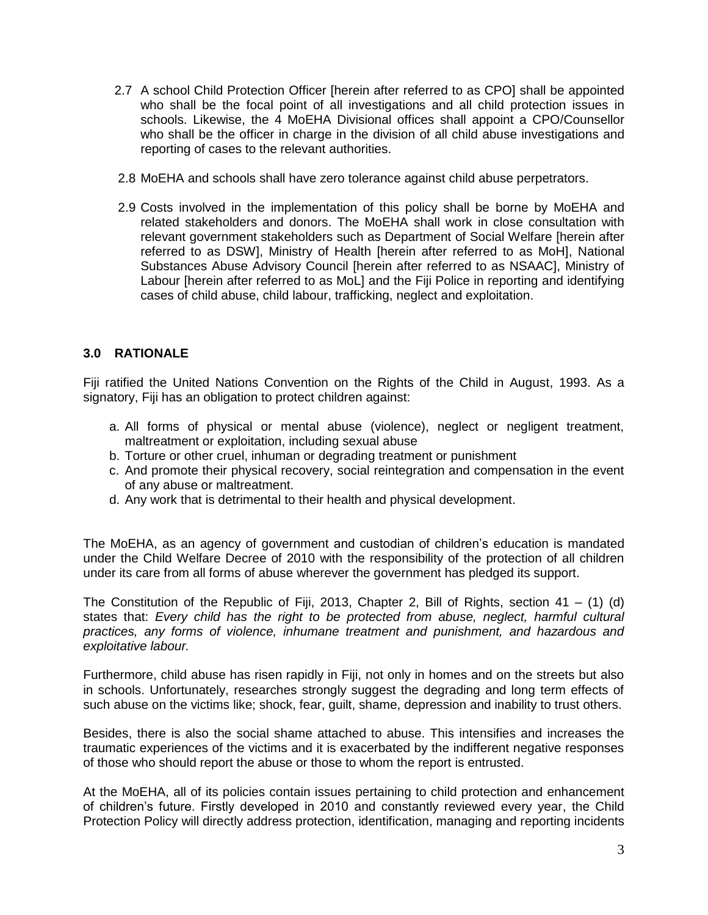2.7 A school Child Protection Officer [herein after referred to as CPO] shall be appointed who shall be the focal point of all investigations and all child protection issues in schools. Likewise, the 4 MoEHA Divisional offices shall appoint a CPO/Counsellor who shall be the officer in charge in the division of all child abuse investigations and reporting of cases to the relevant authorities.

2.8 MoEHA and schools shall have zero tolerance against child abuse perpetrators.

2.9 Costs involved in the implementation of this policy shall be borne by MoEHA and related stakeholders and donors. The MoEHA shall work in close consultation with relevant government stakeholders such as Department of Social Welfare [herein after referred to as DSW], Ministry of Health [herein after referred to as MoH], National Substances Abuse Advisory Council [herein after referred to as NSAAC], Ministry of Labour [herein after referred to as MoL] and the Fiji Police in reporting and identifying cases of child abuse, child labour, trafficking, neglect and exploitation.

### 3.0 RATIONALE

Fiji ratified the United Nations Convention on the Rights of the Child in August, 1993. As a signatory, Fiji has an obligation to protect children against:

a. All forms of physical or mental abuse (violence), neglect or negligent treatment, maltreatment or exploitation, including sexual abuse
b. Torture or other cruel, inhuman or degrading treatment or punishment
c. And promote their physical recovery, social reintegration and compensation in the event of any abuse or maltreatment.
d. Any work that is detrimental to their health and physical development.

The MoEHA, as an agency of government and custodian of children's education is mandated under the Child Welfare Decree of 2010 with the responsibility of the protection of all children under its care from all forms of abuse wherever the government has pledged its support.

The Constitution of the Republic of Fiji, 2013, Chapter 2, Bill of Rights, section 41 – (1) (d) states that: *Every child has the right to be protected from abuse, neglect, harmful cultural practices, any forms of violence, inhumane treatment and punishment, and hazardous and exploitative labour.*

Furthermore, child abuse has risen rapidly in Fiji, not only in homes and on the streets but also in schools. Unfortunately, researches strongly suggest the degrading and long term effects of such abuse on the victims like; shock, fear, guilt, shame, depression and inability to trust others.

Besides, there is also the social shame attached to abuse. This intensifies and increases the traumatic experiences of the victims and it is exacerbated by the indifferent negative responses of those who should report the abuse or those to whom the report is entrusted.

At the MoEHA, all of its policies contain issues pertaining to child protection and enhancement of children's future. Firstly developed in 2010 and constantly reviewed every year, the Child Protection Policy will directly address protection, identification, managing and reporting incidents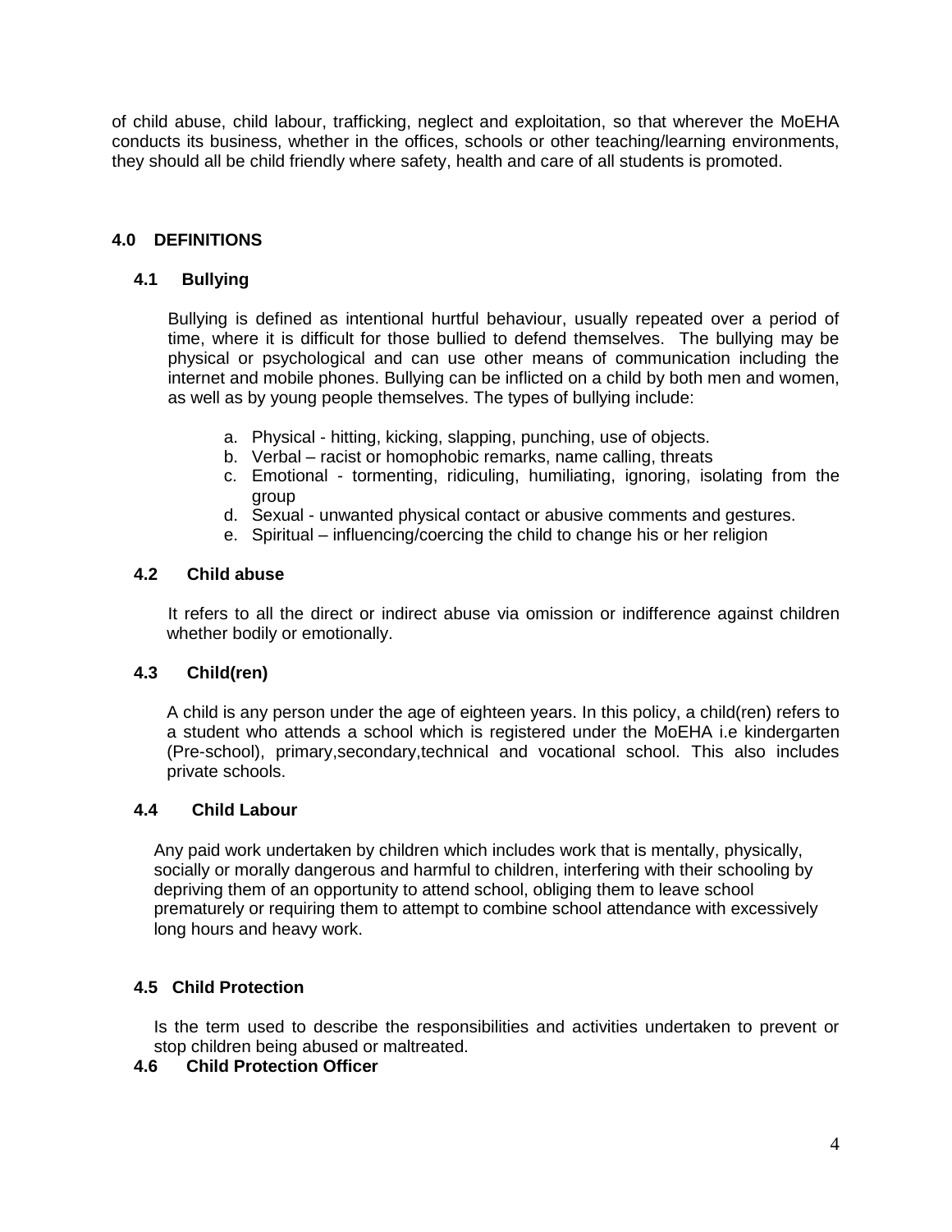of child abuse, child labour, trafficking, neglect and exploitation, so that wherever the MoEHA conducts its business, whether in the offices, schools or other teaching/learning environments, they should all be child friendly where safety, health and care of all students is promoted.

## 4.0 DEFINITIONS

### 4.1 Bullying

Bullying is defined as intentional hurtful behaviour, usually repeated over a period of time, where it is difficult for those bullied to defend themselves. The bullying may be physical or psychological and can use other means of communication including the internet and mobile phones. Bullying can be inflicted on a child by both men and women, as well as by young people themselves. The types of bullying include:

a. Physical - hitting, kicking, slapping, punching, use of objects.
b. Verbal – racist or homophobic remarks, name calling, threats
c. Emotional - tormenting, ridiculing, humiliating, ignoring, isolating from the group
d. Sexual - unwanted physical contact or abusive comments and gestures.
e. Spiritual – influencing/coercing the child to change his or her religion

### 4.2 Child abuse

It refers to all the direct or indirect abuse via omission or indifference against children whether bodily or emotionally.

### 4.3 Child(ren)

A child is any person under the age of eighteen years. In this policy, a child(ren) refers to a student who attends a school which is registered under the MoEHA i.e kindergarten (Pre-school), primary,secondary,technical and vocational school. This also includes private schools.

### 4.4 Child Labour

Any paid work undertaken by children which includes work that is mentally, physically, socially or morally dangerous and harmful to children, interfering with their schooling by depriving them of an opportunity to attend school, obliging them to leave school prematurely or requiring them to attempt to combine school attendance with excessively long hours and heavy work.

### 4.5 Child Protection

Is the term used to describe the responsibilities and activities undertaken to prevent or stop children being abused or maltreated.

### 4.6 Child Protection Officer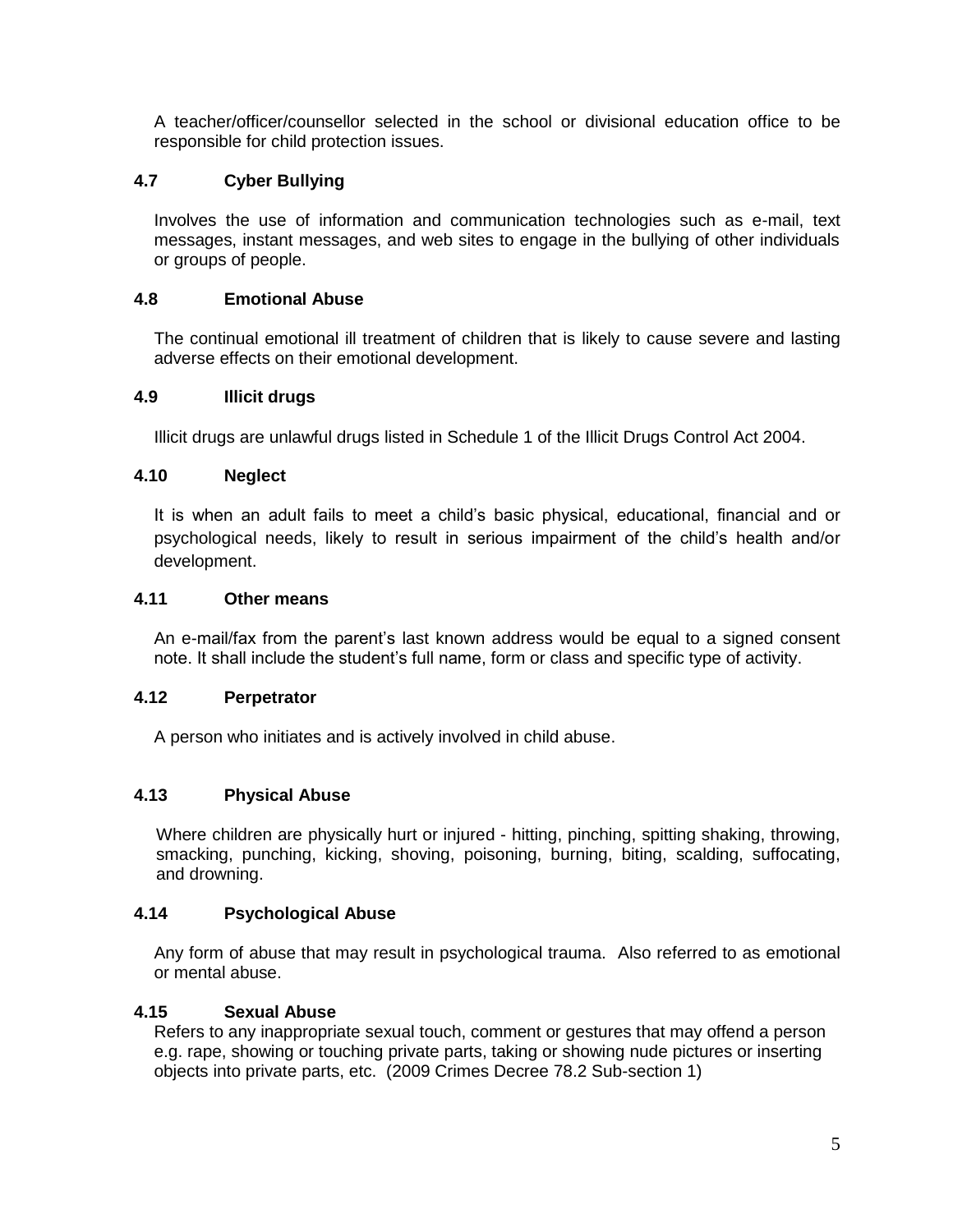A teacher/officer/counsellor selected in the school or divisional education office to be responsible for child protection issues.

### 4.7 Cyber Bullying

Involves the use of information and communication technologies such as e-mail, text messages, instant messages, and web sites to engage in the bullying of other individuals or groups of people.

### 4.8 Emotional Abuse

The continual emotional ill treatment of children that is likely to cause severe and lasting adverse effects on their emotional development.

### 4.9 Illicit drugs

Illicit drugs are unlawful drugs listed in Schedule 1 of the Illicit Drugs Control Act 2004.

### 4.10 Neglect

It is when an adult fails to meet a child's basic physical, educational, financial and or psychological needs, likely to result in serious impairment of the child's health and/or development.

### 4.11 Other means

An e-mail/fax from the parent's last known address would be equal to a signed consent note. It shall include the student's full name, form or class and specific type of activity.

### 4.12 Perpetrator

A person who initiates and is actively involved in child abuse.

### 4.13 Physical Abuse

Where children are physically hurt or injured - hitting, pinching, spitting shaking, throwing, smacking, punching, kicking, shoving, poisoning, burning, biting, scalding, suffocating, and drowning.

### 4.14 Psychological Abuse

Any form of abuse that may result in psychological trauma. Also referred to as emotional or mental abuse.

### 4.15 Sexual Abuse

Refers to any inappropriate sexual touch, comment or gestures that may offend a person e.g. rape, showing or touching private parts, taking or showing nude pictures or inserting objects into private parts, etc. (2009 Crimes Decree 78.2 Sub-section 1)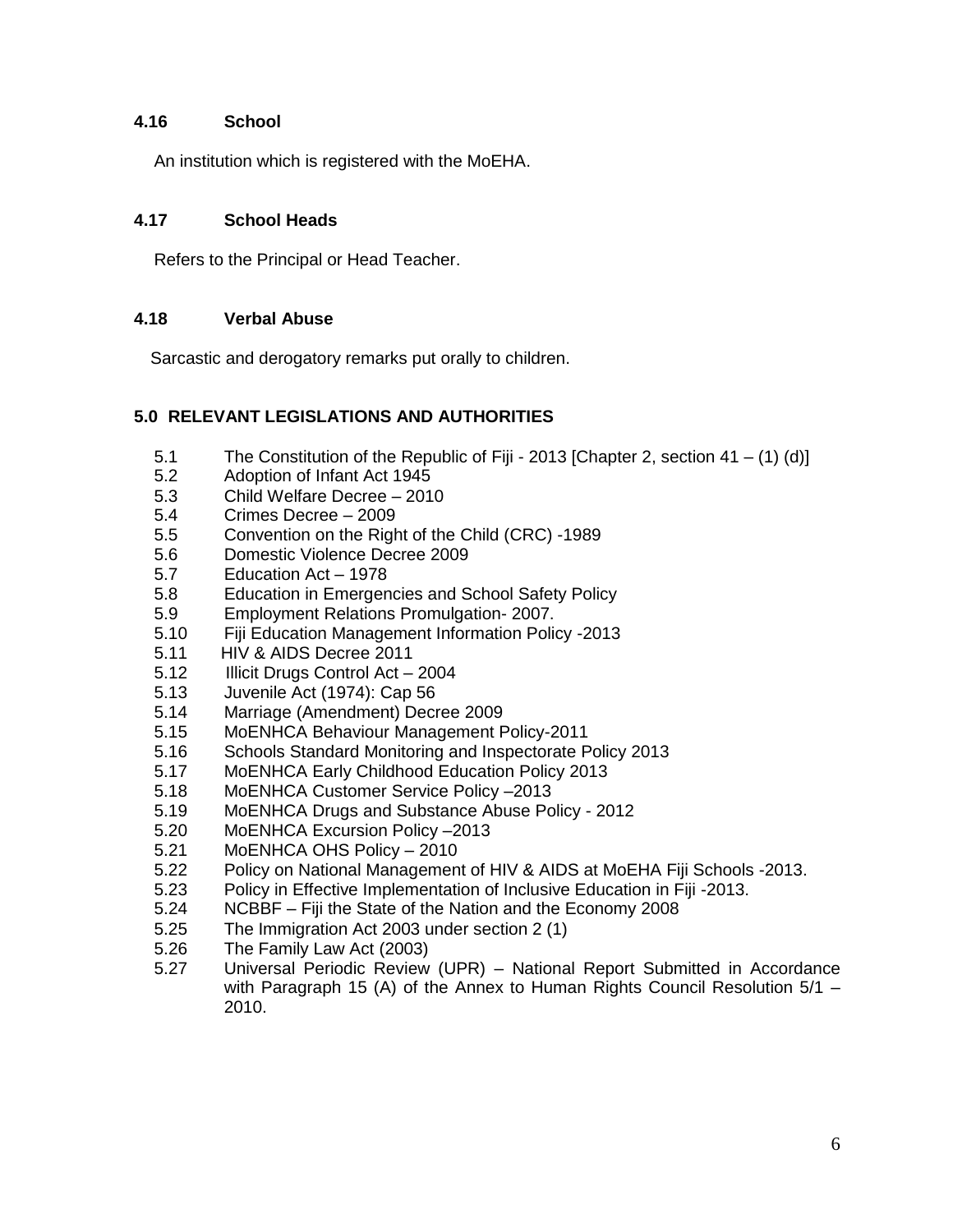### 4.16 School

An institution which is registered with the MoEHA.

### 4.17 School Heads

Refers to the Principal or Head Teacher.

### 4.18 Verbal Abuse

Sarcastic and derogatory remarks put orally to children.

## 5.0 RELEVANT LEGISLATIONS AND AUTHORITIES

5.1 The Constitution of the Republic of Fiji - 2013 [Chapter 2, section 41 – (1) (d)]
5.2 Adoption of Infant Act 1945
5.3 Child Welfare Decree – 2010
5.4 Crimes Decree – 2009
5.5 Convention on the Right of the Child (CRC) -1989
5.6 Domestic Violence Decree 2009
5.7 Education Act – 1978
5.8 Education in Emergencies and School Safety Policy
5.9 Employment Relations Promulgation- 2007.
5.10 Fiji Education Management Information Policy -2013
5.11 HIV & AIDS Decree 2011
5.12 Illicit Drugs Control Act – 2004
5.13 Juvenile Act (1974): Cap 56
5.14 Marriage (Amendment) Decree 2009
5.15 MoENHCA Behaviour Management Policy-2011
5.16 Schools Standard Monitoring and Inspectorate Policy 2013
5.17 MoENHCA Early Childhood Education Policy 2013
5.18 MoENHCA Customer Service Policy –2013
5.19 MoENHCA Drugs and Substance Abuse Policy - 2012
5.20 MoENHCA Excursion Policy –2013
5.21 MoENHCA OHS Policy – 2010
5.22 Policy on National Management of HIV & AIDS at MoEHA Fiji Schools -2013.
5.23 Policy in Effective Implementation of Inclusive Education in Fiji -2013.
5.24 NCBBF – Fiji the State of the Nation and the Economy 2008
5.25 The Immigration Act 2003 under section 2 (1)
5.26 The Family Law Act (2003)
5.27 Universal Periodic Review (UPR) – National Report Submitted in Accordance with Paragraph 15 (A) of the Annex to Human Rights Council Resolution 5/1 – 2010.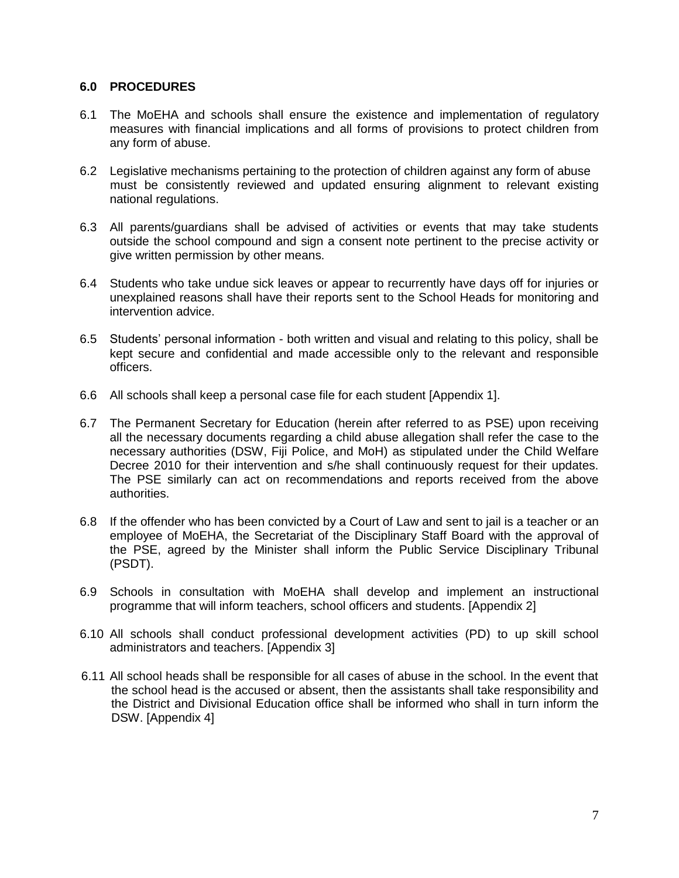## 6.0 PROCEDURES

6.1 The MoEHA and schools shall ensure the existence and implementation of regulatory measures with financial implications and all forms of provisions to protect children from any form of abuse.

6.2 Legislative mechanisms pertaining to the protection of children against any form of abuse must be consistently reviewed and updated ensuring alignment to relevant existing national regulations.

6.3 All parents/guardians shall be advised of activities or events that may take students outside the school compound and sign a consent note pertinent to the precise activity or give written permission by other means.

6.4 Students who take undue sick leaves or appear to recurrently have days off for injuries or unexplained reasons shall have their reports sent to the School Heads for monitoring and intervention advice.

6.5 Students' personal information - both written and visual and relating to this policy, shall be kept secure and confidential and made accessible only to the relevant and responsible officers.

6.6 All schools shall keep a personal case file for each student [Appendix 1].

6.7 The Permanent Secretary for Education (herein after referred to as PSE) upon receiving all the necessary documents regarding a child abuse allegation shall refer the case to the necessary authorities (DSW, Fiji Police, and MoH) as stipulated under the Child Welfare Decree 2010 for their intervention and s/he shall continuously request for their updates. The PSE similarly can act on recommendations and reports received from the above authorities.

6.8 If the offender who has been convicted by a Court of Law and sent to jail is a teacher or an employee of MoEHA, the Secretariat of the Disciplinary Staff Board with the approval of the PSE, agreed by the Minister shall inform the Public Service Disciplinary Tribunal (PSDT).

6.9 Schools in consultation with MoEHA shall develop and implement an instructional programme that will inform teachers, school officers and students. [Appendix 2]

6.10 All schools shall conduct professional development activities (PD) to up skill school administrators and teachers. [Appendix 3]

6.11 All school heads shall be responsible for all cases of abuse in the school. In the event that the school head is the accused or absent, then the assistants shall take responsibility and the District and Divisional Education office shall be informed who shall in turn inform the DSW. [Appendix 4]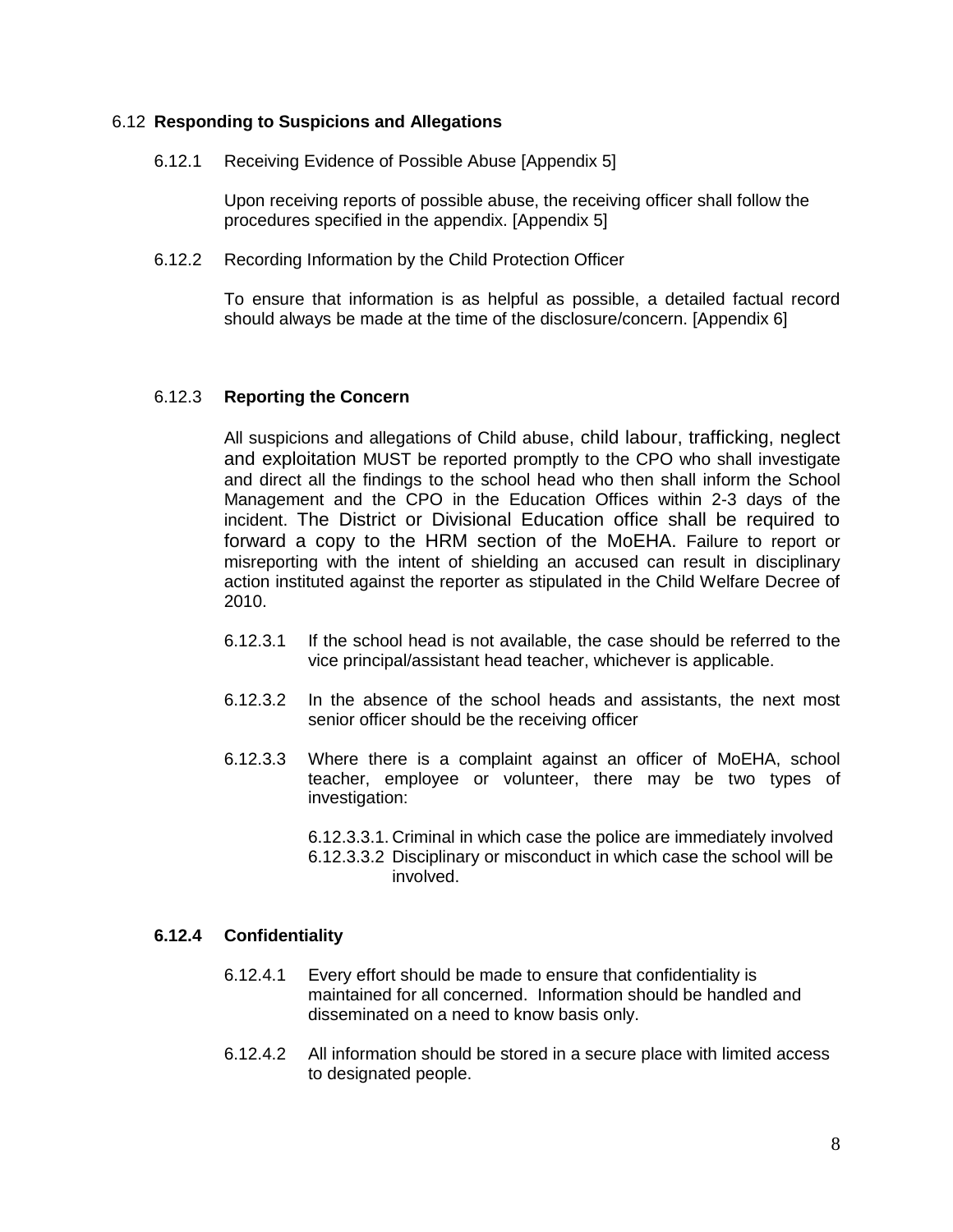## 6.12 **Responding to Suspicions and Allegations**

6.12.1 Receiving Evidence of Possible Abuse [Appendix 5]

Upon receiving reports of possible abuse, the receiving officer shall follow the procedures specified in the appendix. [Appendix 5]

6.12.2 Recording Information by the Child Protection Officer

To ensure that information is as helpful as possible, a detailed factual record should always be made at the time of the disclosure/concern. [Appendix 6]

### 6.12.3 **Reporting the Concern**

All suspicions and allegations of Child abuse, child labour, trafficking, neglect and exploitation MUST be reported promptly to the CPO who shall investigate and direct all the findings to the school head who then shall inform the School Management and the CPO in the Education Offices within 2-3 days of the incident. The District or Divisional Education office shall be required to forward a copy to the HRM section of the MoEHA. Failure to report or misreporting with the intent of shielding an accused can result in disciplinary action instituted against the reporter as stipulated in the Child Welfare Decree of 2010.

6.12.3.1 If the school head is not available, the case should be referred to the vice principal/assistant head teacher, whichever is applicable.

6.12.3.2 In the absence of the school heads and assistants, the next most senior officer should be the receiving officer

6.12.3.3 Where there is a complaint against an officer of MoEHA, school teacher, employee or volunteer, there may be two types of investigation:

6.12.3.3.1. Criminal in which case the police are immediately involved

6.12.3.3.2 Disciplinary or misconduct in which case the school will be involved.

### **6.12.4 Confidentiality**

6.12.4.1 Every effort should be made to ensure that confidentiality is maintained for all concerned. Information should be handled and disseminated on a need to know basis only.

6.12.4.2 All information should be stored in a secure place with limited access to designated people.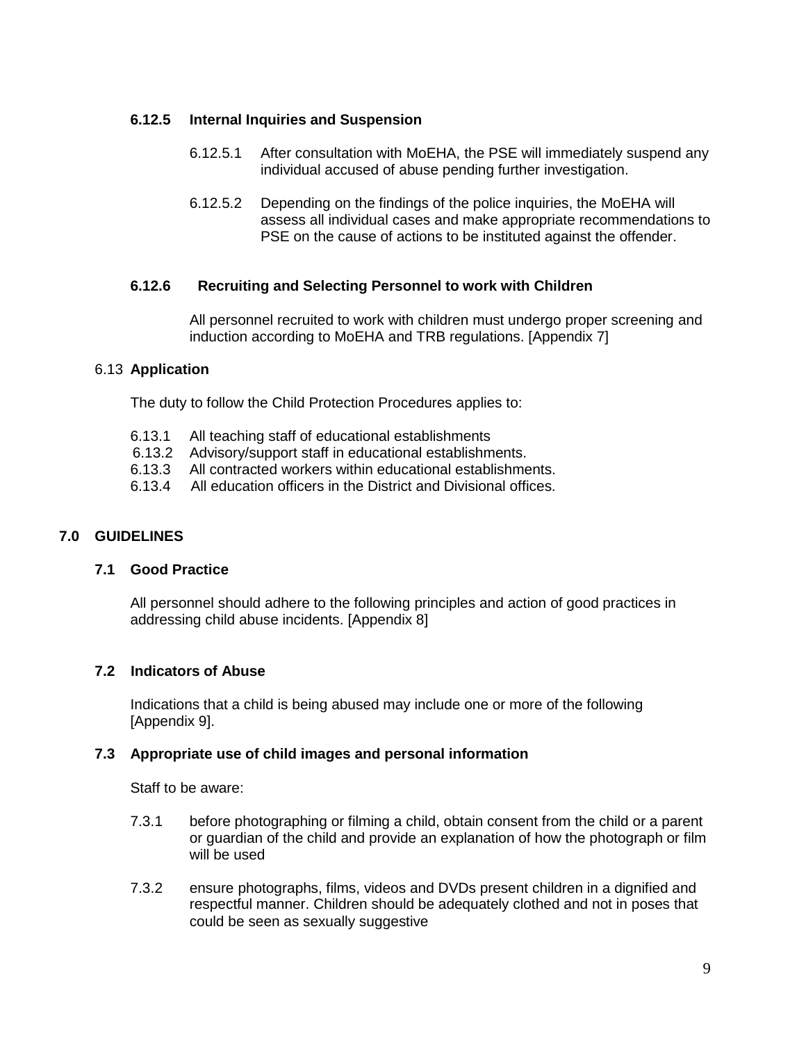#### 6.12.5 Internal Inquiries and Suspension

6.12.5.1 After consultation with MoEHA, the PSE will immediately suspend any individual accused of abuse pending further investigation.

6.12.5.2 Depending on the findings of the police inquiries, the MoEHA will assess all individual cases and make appropriate recommendations to PSE on the cause of actions to be instituted against the offender.

#### 6.12.6 Recruiting and Selecting Personnel to work with Children

All personnel recruited to work with children must undergo proper screening and induction according to MoEHA and TRB regulations. [Appendix 7]

### 6.13 Application

The duty to follow the Child Protection Procedures applies to:

6.13.1 All teaching staff of educational establishments
6.13.2 Advisory/support staff in educational establishments.
6.13.3 All contracted workers within educational establishments.
6.13.4 All education officers in the District and Divisional offices.

## 7.0 GUIDELINES

### 7.1 Good Practice

All personnel should adhere to the following principles and action of good practices in addressing child abuse incidents. [Appendix 8]

### 7.2 Indicators of Abuse

Indications that a child is being abused may include one or more of the following [Appendix 9].

### 7.3 Appropriate use of child images and personal information

Staff to be aware:

7.3.1 before photographing or filming a child, obtain consent from the child or a parent or guardian of the child and provide an explanation of how the photograph or film will be used

7.3.2 ensure photographs, films, videos and DVDs present children in a dignified and respectful manner. Children should be adequately clothed and not in poses that could be seen as sexually suggestive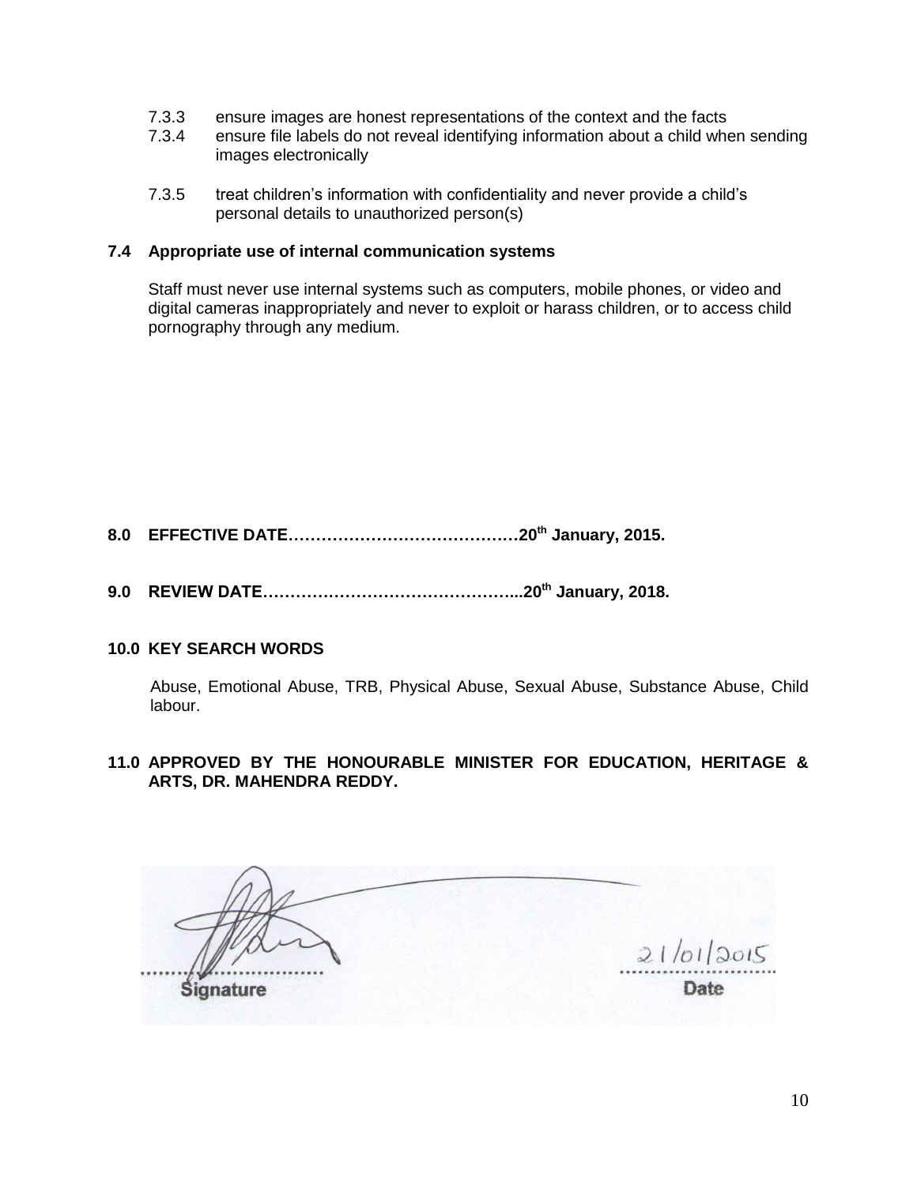7.3.3 ensure images are honest representations of the context and the facts

7.3.4 ensure file labels do not reveal identifying information about a child when sending images electronically

7.3.5 treat children's information with confidentiality and never provide a child's personal details to unauthorized person(s)

### 7.4 Appropriate use of internal communication systems

Staff must never use internal systems such as computers, mobile phones, or video and digital cameras inappropriately and never to exploit or harass children, or to access child pornography through any medium.

## 8.0 EFFECTIVE DATE……………………………………20th January, 2015.

## 9.0 REVIEW DATE………………………………………...20th January, 2018.

## 10.0 KEY SEARCH WORDS

Abuse, Emotional Abuse, TRB, Physical Abuse, Sexual Abuse, Substance Abuse, Child labour.

## 11.0 APPROVED BY THE HONOURABLE MINISTER FOR EDUCATION, HERITAGE & ARTS, DR. MAHENDRA REDDY.

| Signature | Date |
| --- | --- |
| | 21/01/2015 |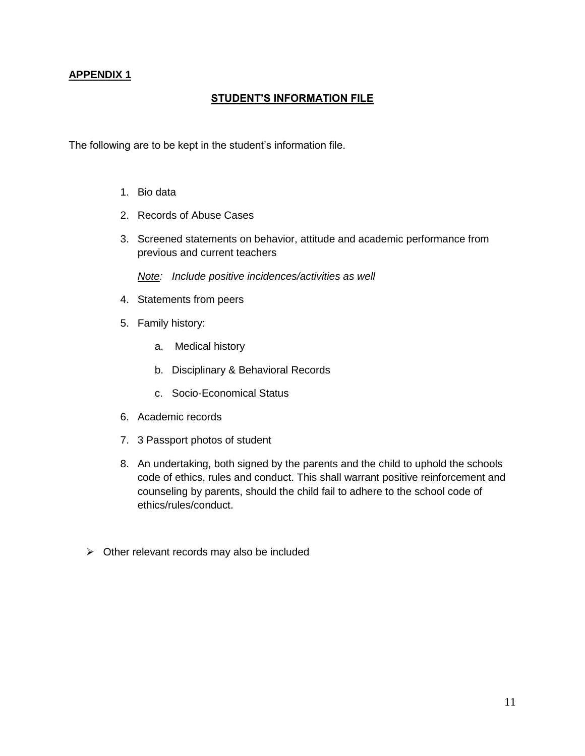**APPENDIX 1**

## STUDENT'S INFORMATION FILE

The following are to be kept in the student's information file.

1. Bio data
2. Records of Abuse Cases
3. Screened statements on behavior, attitude and academic performance from previous and current teachers

   *Note: Include positive incidences/activities as well*

4. Statements from peers
5. Family history:
   a. Medical history
   b. Disciplinary & Behavioral Records
   c. Socio-Economical Status
6. Academic records
7. 3 Passport photos of student
8. An undertaking, both signed by the parents and the child to uphold the schools code of ethics, rules and conduct. This shall warrant positive reinforcement and counseling by parents, should the child fail to adhere to the school code of ethics/rules/conduct.

- Other relevant records may also be included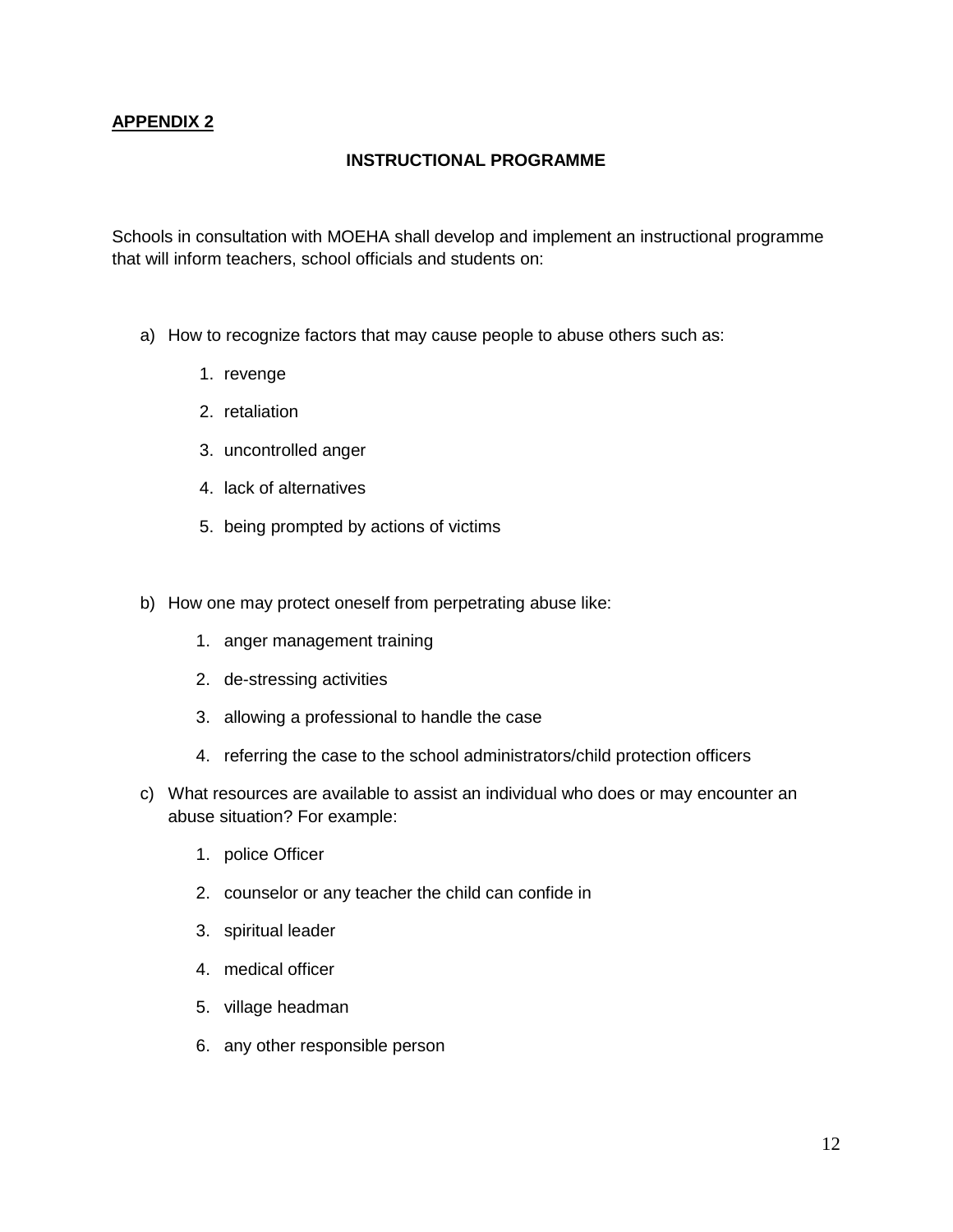**<u>APPENDIX 2</u>**

## INSTRUCTIONAL PROGRAMME

Schools in consultation with MOEHA shall develop and implement an instructional programme that will inform teachers, school officials and students on:

a) How to recognize factors that may cause people to abuse others such as:

   1. revenge
   2. retaliation
   3. uncontrolled anger
   4. lack of alternatives
   5. being prompted by actions of victims

b) How one may protect oneself from perpetrating abuse like:

   1. anger management training
   2. de-stressing activities
   3. allowing a professional to handle the case
   4. referring the case to the school administrators/child protection officers

c) What resources are available to assist an individual who does or may encounter an abuse situation? For example:

   1. police Officer
   2. counselor or any teacher the child can confide in
   3. spiritual leader
   4. medical officer
   5. village headman
   6. any other responsible person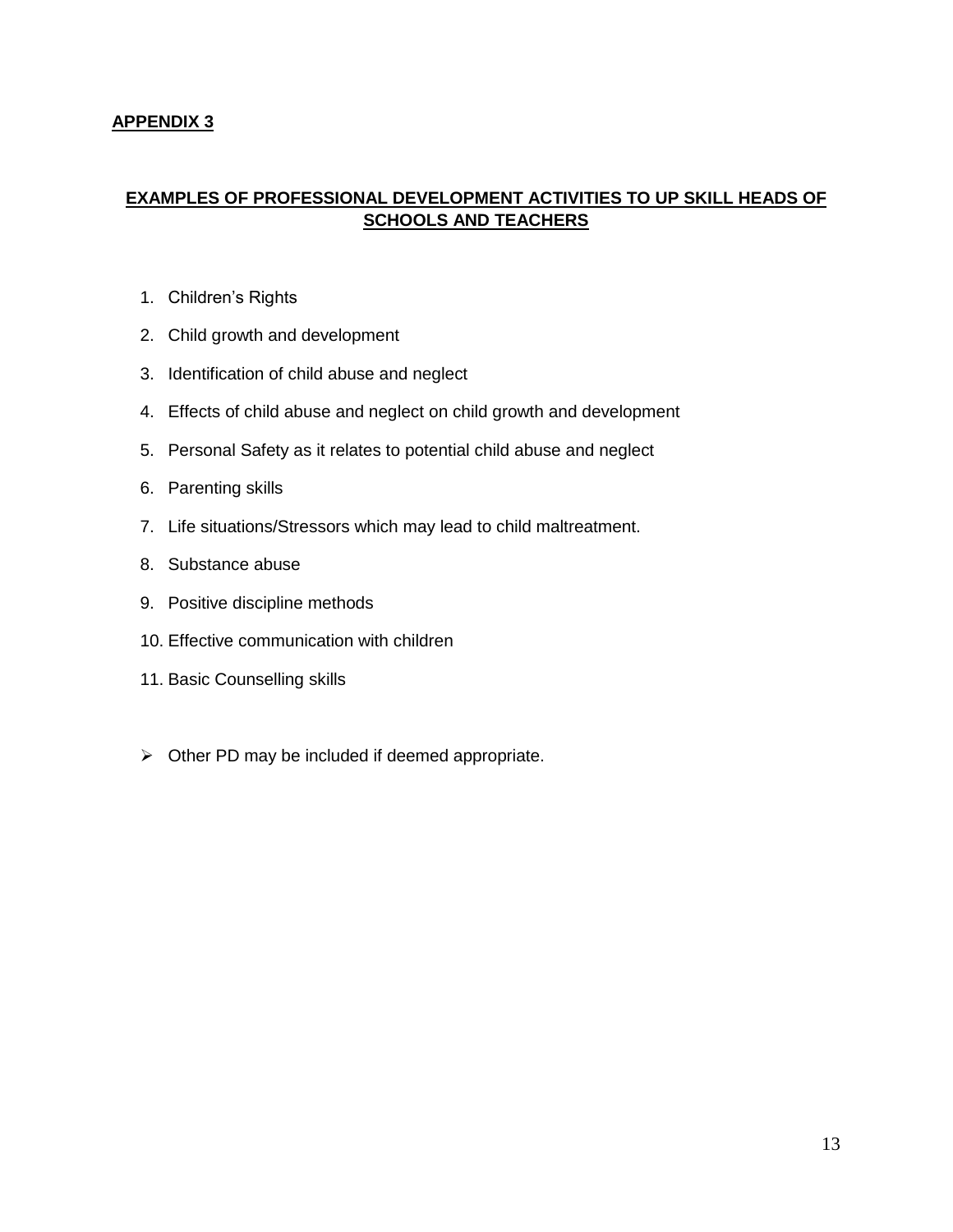## APPENDIX 3

## EXAMPLES OF PROFESSIONAL DEVELOPMENT ACTIVITIES TO UP SKILL HEADS OF SCHOOLS AND TEACHERS

1. Children's Rights
2. Child growth and development
3. Identification of child abuse and neglect
4. Effects of child abuse and neglect on child growth and development
5. Personal Safety as it relates to potential child abuse and neglect
6. Parenting skills
7. Life situations/Stressors which may lead to child maltreatment.
8. Substance abuse
9. Positive discipline methods
10. Effective communication with children
11. Basic Counselling skills

- Other PD may be included if deemed appropriate.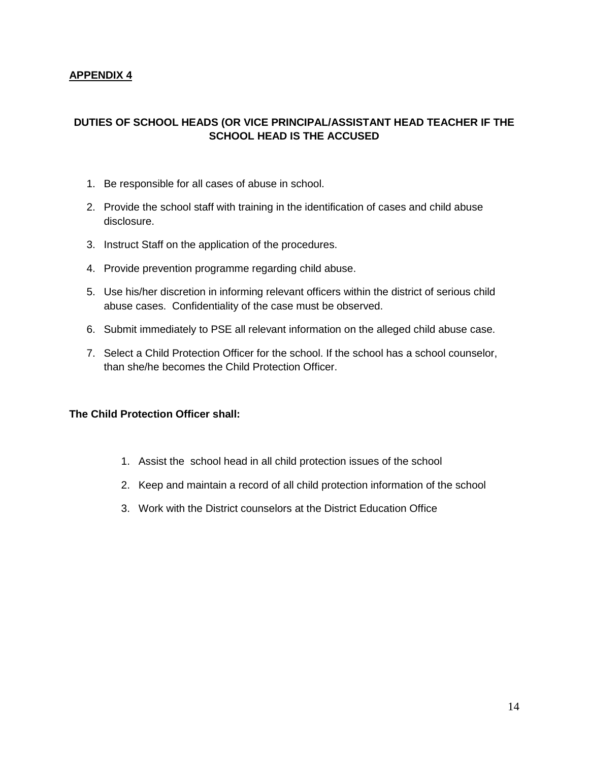**APPENDIX 4**

## DUTIES OF SCHOOL HEADS (OR VICE PRINCIPAL/ASSISTANT HEAD TEACHER IF THE SCHOOL HEAD IS THE ACCUSED

1. Be responsible for all cases of abuse in school.
2. Provide the school staff with training in the identification of cases and child abuse disclosure.
3. Instruct Staff on the application of the procedures.
4. Provide prevention programme regarding child abuse.
5. Use his/her discretion in informing relevant officers within the district of serious child abuse cases. Confidentiality of the case must be observed.
6. Submit immediately to PSE all relevant information on the alleged child abuse case.
7. Select a Child Protection Officer for the school. If the school has a school counselor, than she/he becomes the Child Protection Officer.

**The Child Protection Officer shall:**

1. Assist the school head in all child protection issues of the school
2. Keep and maintain a record of all child protection information of the school
3. Work with the District counselors at the District Education Office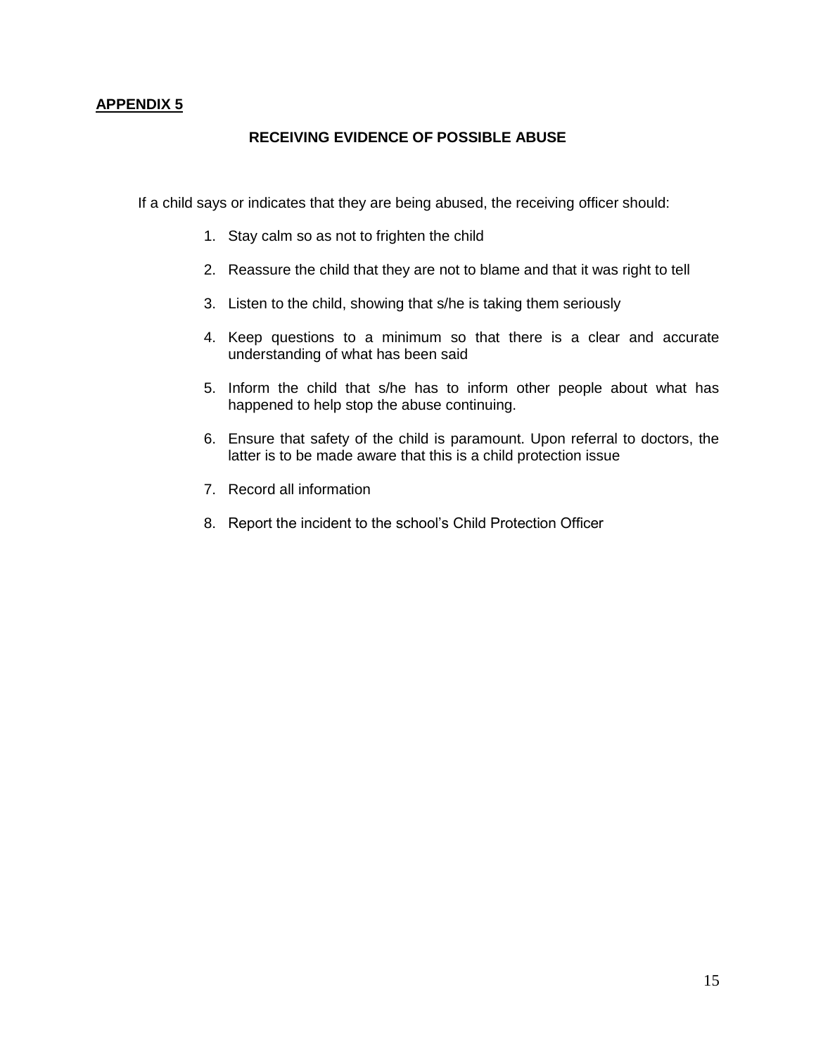## APPENDIX 5

### RECEIVING EVIDENCE OF POSSIBLE ABUSE

If a child says or indicates that they are being abused, the receiving officer should:

1. Stay calm so as not to frighten the child
2. Reassure the child that they are not to blame and that it was right to tell
3. Listen to the child, showing that s/he is taking them seriously
4. Keep questions to a minimum so that there is a clear and accurate understanding of what has been said
5. Inform the child that s/he has to inform other people about what has happened to help stop the abuse continuing.
6. Ensure that safety of the child is paramount. Upon referral to doctors, the latter is to be made aware that this is a child protection issue
7. Record all information
8. Report the incident to the school's Child Protection Officer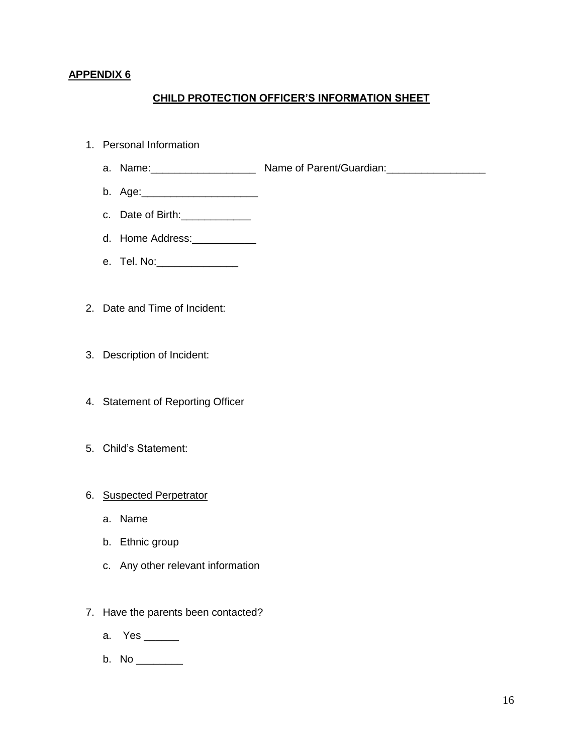**APPENDIX 6**

**CHILD PROTECTION OFFICER'S INFORMATION SHEET**

1. Personal Information
   a. Name:__________________ Name of Parent/Guardian:_________________
   b. Age:____________________
   c. Date of Birth:____________
   d. Home Address:___________
   e. Tel. No:______________

2. Date and Time of Incident:

3. Description of Incident:

4. Statement of Reporting Officer

5. Child's Statement:

6. Suspected Perpetrator
   a. Name
   b. Ethnic group
   c. Any other relevant information

7. Have the parents been contacted?
   a. Yes ______
   b. No ________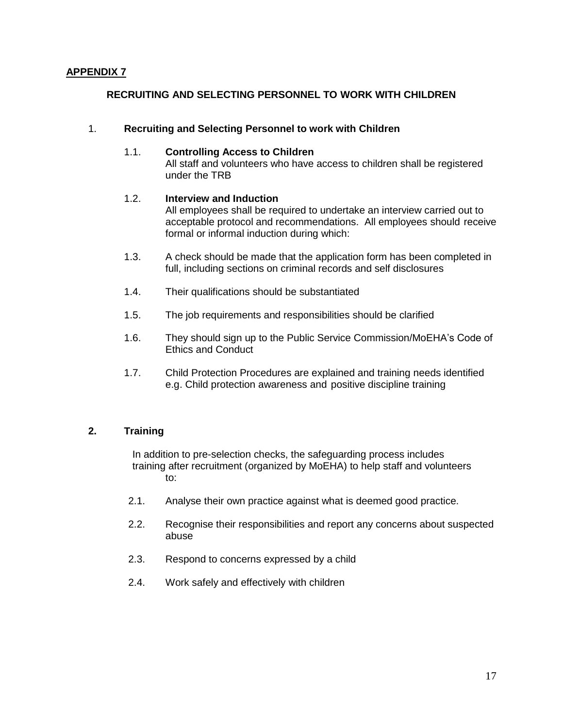**APPENDIX 7**

## RECRUITING AND SELECTING PERSONNEL TO WORK WITH CHILDREN

### 1. Recruiting and Selecting Personnel to work with Children

1.1. **Controlling Access to Children**
All staff and volunteers who have access to children shall be registered under the TRB

1.2. **Interview and Induction**
All employees shall be required to undertake an interview carried out to acceptable protocol and recommendations. All employees should receive formal or informal induction during which:

1.3. A check should be made that the application form has been completed in full, including sections on criminal records and self disclosures

1.4. Their qualifications should be substantiated

1.5. The job requirements and responsibilities should be clarified

1.6. They should sign up to the Public Service Commission/MoEHA's Code of Ethics and Conduct

1.7. Child Protection Procedures are explained and training needs identified e.g. Child protection awareness and positive discipline training

### 2. Training

In addition to pre-selection checks, the safeguarding process includes training after recruitment (organized by MoEHA) to help staff and volunteers to:

2.1. Analyse their own practice against what is deemed good practice.

2.2. Recognise their responsibilities and report any concerns about suspected abuse

2.3. Respond to concerns expressed by a child

2.4. Work safely and effectively with children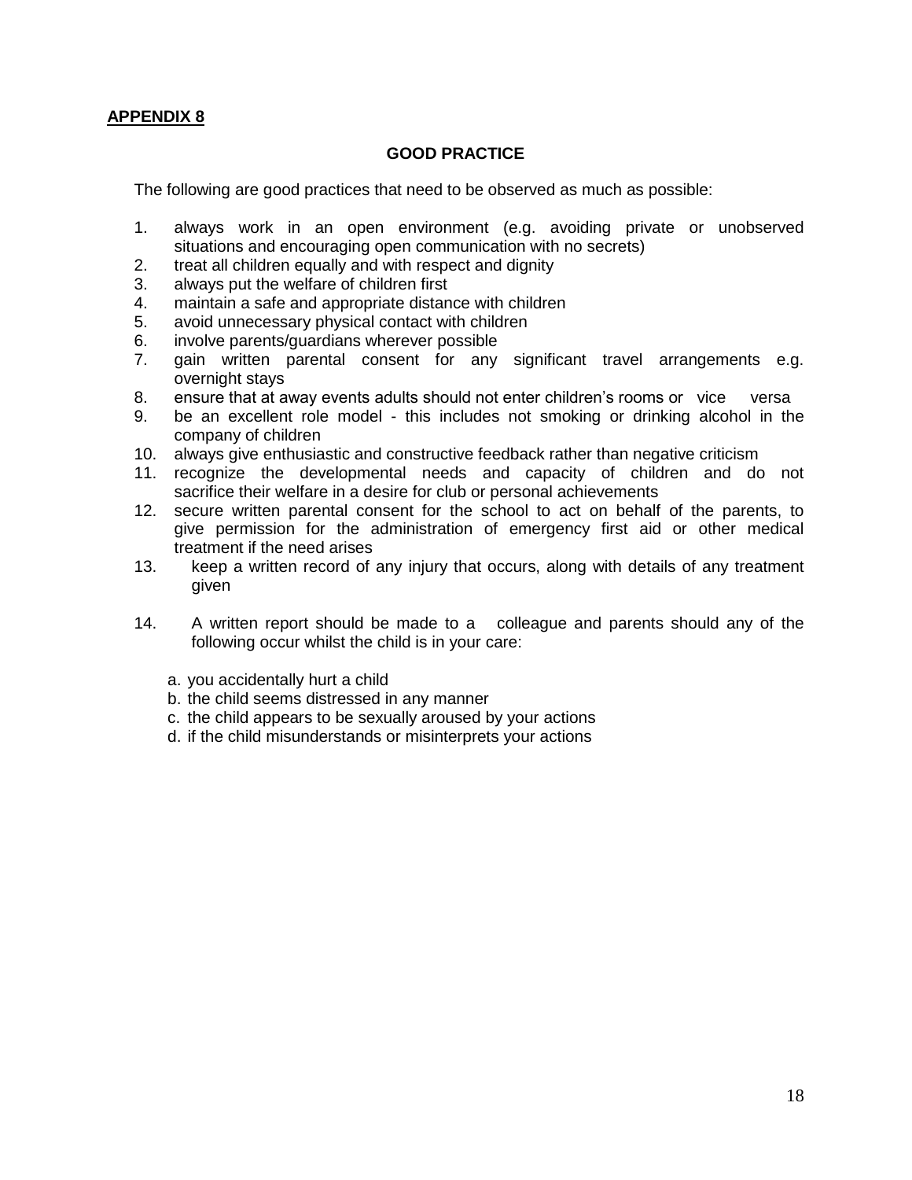**APPENDIX 8**

**GOOD PRACTICE**

The following are good practices that need to be observed as much as possible:

1. always work in an open environment (e.g. avoiding private or unobserved situations and encouraging open communication with no secrets)
2. treat all children equally and with respect and dignity
3. always put the welfare of children first
4. maintain a safe and appropriate distance with children
5. avoid unnecessary physical contact with children
6. involve parents/guardians wherever possible
7. gain written parental consent for any significant travel arrangements e.g. overnight stays
8. ensure that at away events adults should not enter children's rooms or vice versa
9. be an excellent role model - this includes not smoking or drinking alcohol in the company of children
10. always give enthusiastic and constructive feedback rather than negative criticism
11. recognize the developmental needs and capacity of children and do not sacrifice their welfare in a desire for club or personal achievements
12. secure written parental consent for the school to act on behalf of the parents, to give permission for the administration of emergency first aid or other medical treatment if the need arises
13. keep a written record of any injury that occurs, along with details of any treatment given
14. A written report should be made to a colleague and parents should any of the following occur whilst the child is in your care:

    a. you accidentally hurt a child
    b. the child seems distressed in any manner
    c. the child appears to be sexually aroused by your actions
    d. if the child misunderstands or misinterprets your actions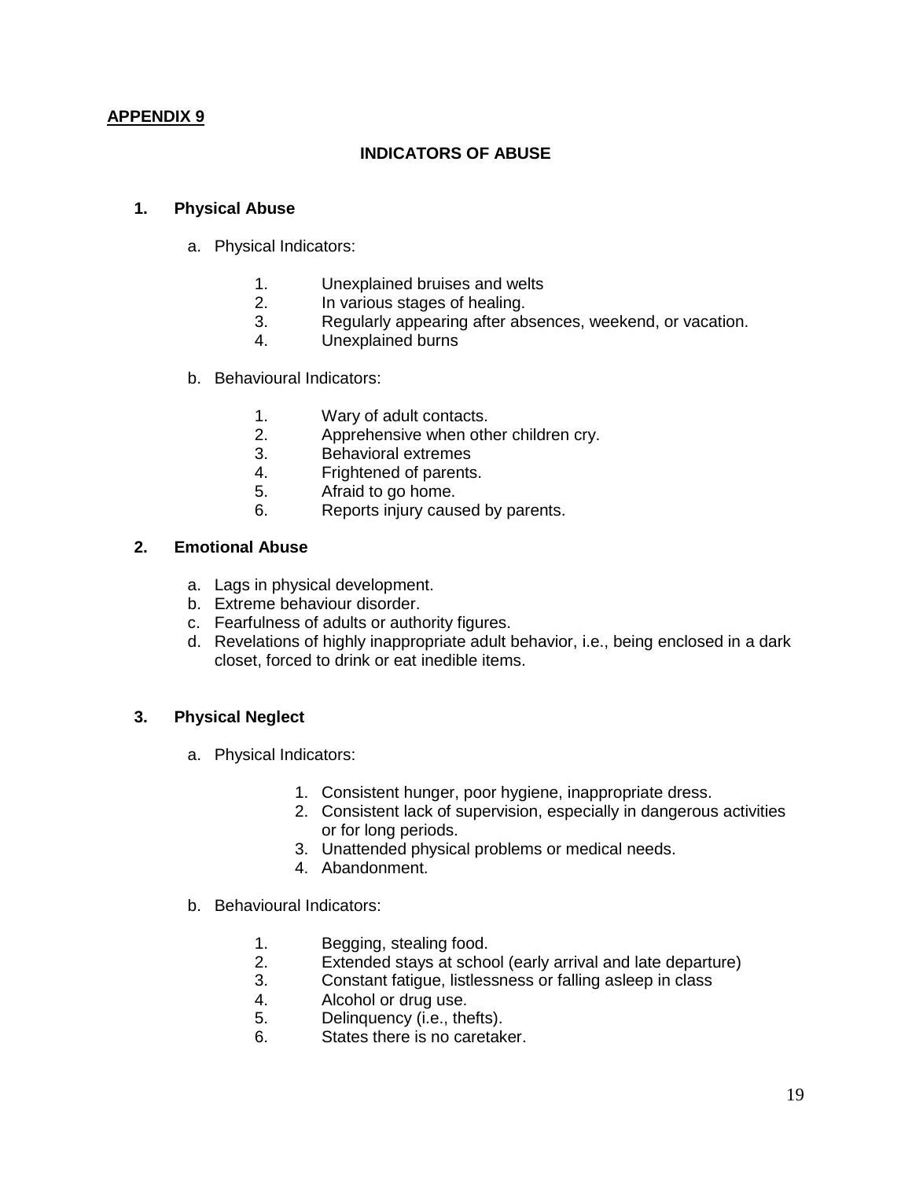**APPENDIX 9**

## INDICATORS OF ABUSE

### 1. Physical Abuse

a. Physical Indicators:

1. Unexplained bruises and welts
2. In various stages of healing.
3. Regularly appearing after absences, weekend, or vacation.
4. Unexplained burns

b. Behavioural Indicators:

1. Wary of adult contacts.
2. Apprehensive when other children cry.
3. Behavioral extremes
4. Frightened of parents.
5. Afraid to go home.
6. Reports injury caused by parents.

### 2. Emotional Abuse

a. Lags in physical development.
b. Extreme behaviour disorder.
c. Fearfulness of adults or authority figures.
d. Revelations of highly inappropriate adult behavior, i.e., being enclosed in a dark closet, forced to drink or eat inedible items.

### 3. Physical Neglect

a. Physical Indicators:

1. Consistent hunger, poor hygiene, inappropriate dress.
2. Consistent lack of supervision, especially in dangerous activities or for long periods.
3. Unattended physical problems or medical needs.
4. Abandonment.

b. Behavioural Indicators:

1. Begging, stealing food.
2. Extended stays at school (early arrival and late departure)
3. Constant fatigue, listlessness or falling asleep in class
4. Alcohol or drug use.
5. Delinquency (i.e., thefts).
6. States there is no caretaker.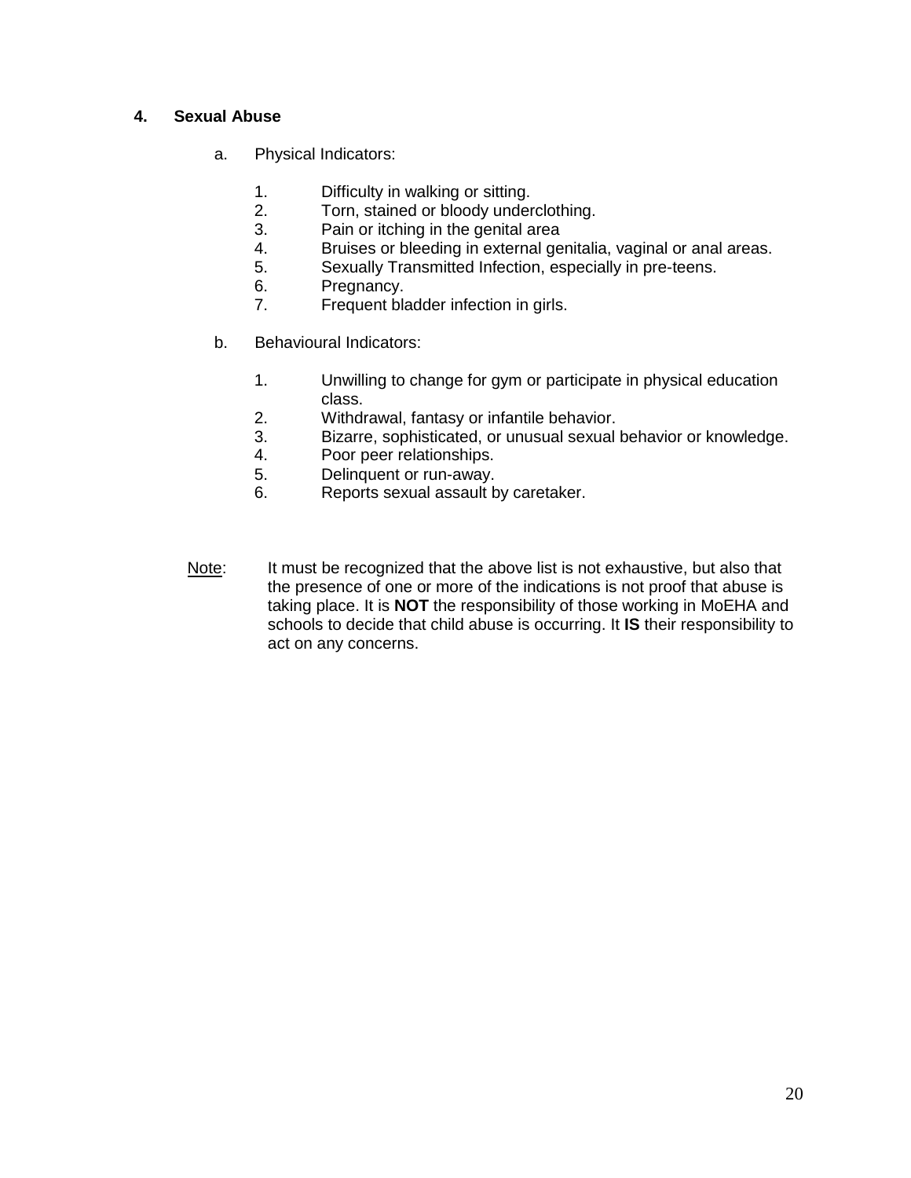## 4. Sexual Abuse

a. Physical Indicators:

1. Difficulty in walking or sitting.
2. Torn, stained or bloody underclothing.
3. Pain or itching in the genital area
4. Bruises or bleeding in external genitalia, vaginal or anal areas.
5. Sexually Transmitted Infection, especially in pre-teens.
6. Pregnancy.
7. Frequent bladder infection in girls.

b. Behavioural Indicators:

1. Unwilling to change for gym or participate in physical education class.
2. Withdrawal, fantasy or infantile behavior.
3. Bizarre, sophisticated, or unusual sexual behavior or knowledge.
4. Poor peer relationships.
5. Delinquent or run-away.
6. Reports sexual assault by caretaker.

<u>Note</u>: It must be recognized that the above list is not exhaustive, but also that the presence of one or more of the indications is not proof that abuse is taking place. It is **NOT** the responsibility of those working in MoEHA and schools to decide that child abuse is occurring. It **IS** their responsibility to act on any concerns.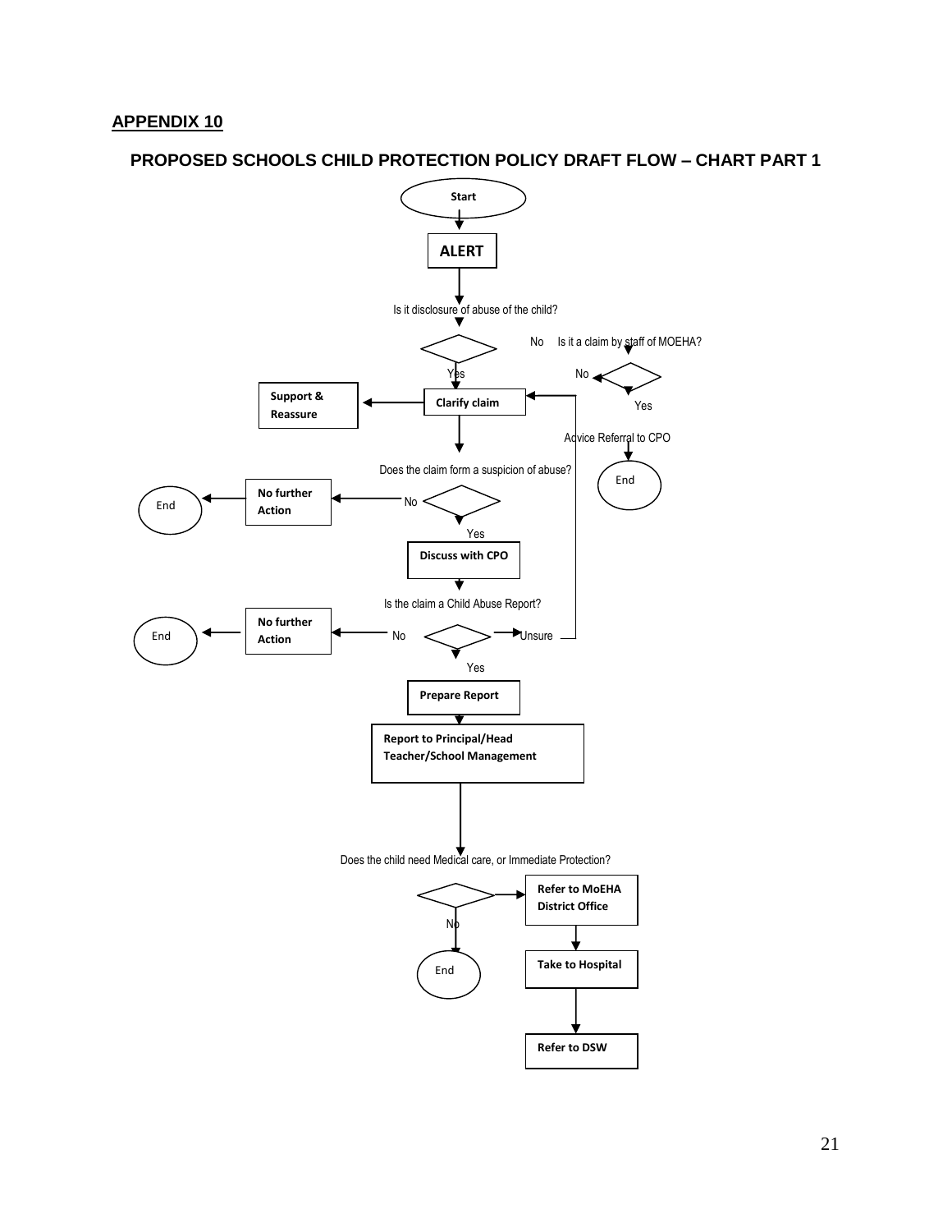## APPENDIX 10

### PROPOSED SCHOOLS CHILD PROTECTION POLICY DRAFT FLOW – CHART PART 1

Start

**ALERT**

Is it disclosure of abuse of the child?

No — Is it a claim by staff of MOEHA?

No

Yes

Advice Referral to CPO

End

Yes

**Clarify claim**

**Support & Reassure**

Does the claim form a suspicion of abuse?

No — **No further Action** — End

Yes

**Discuss with CPO**

Is the claim a Child Abuse Report?

No — **No further Action** — End

Unsure

Yes

**Prepare Report**

**Report to Principal/Head Teacher/School Management**

Does the child need Medical care, or Immediate Protection?

**Refer to MoEHA District Office**

**Take to Hospital**

**Refer to DSW**

No

End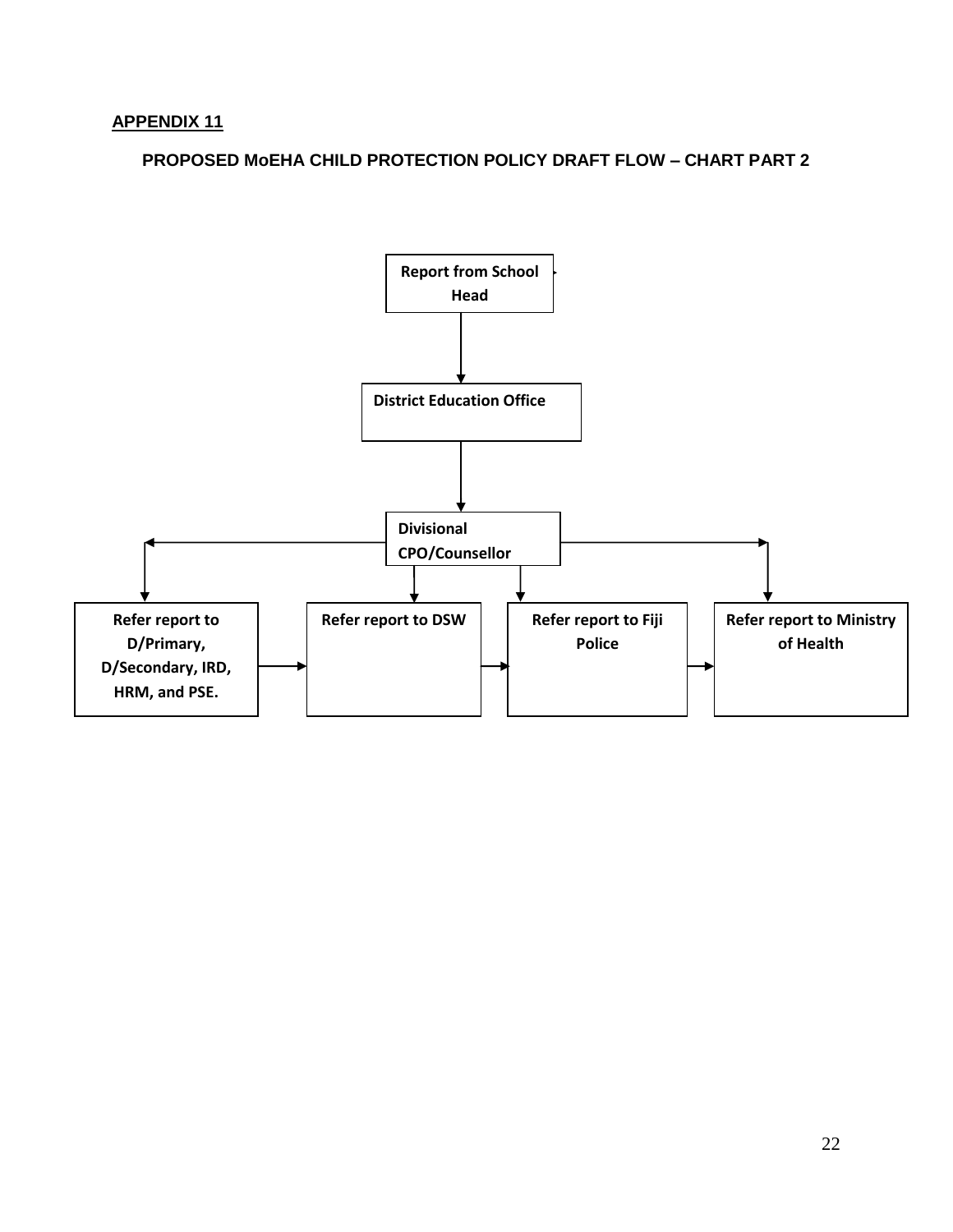**APPENDIX 11**

**PROPOSED MoEHA CHILD PROTECTION POLICY DRAFT FLOW – CHART PART 2**

Report from School Head

District Education Office

Divisional CPO/Counsellor

Refer report to D/Primary, D/Secondary, IRD, HRM, and PSE.

Refer report to DSW

Refer report to Fiji Police

Refer report to Ministry of Health